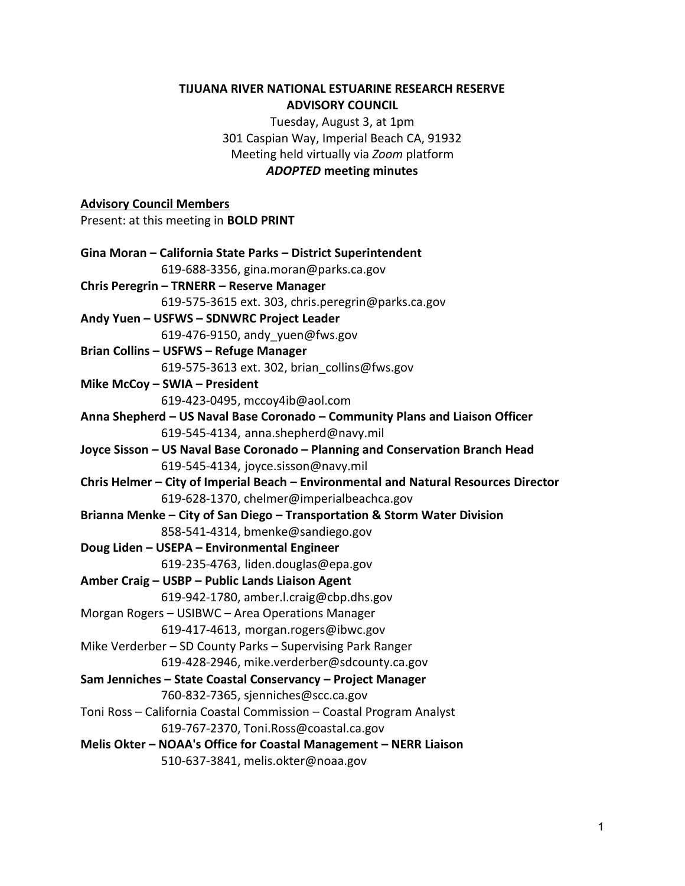**TIJUANA RIVER NATIONAL ESTUARINE RESEARCH RESERVE**
**ADVISORY COUNCIL**

Tuesday, August 3, at 1pm
301 Caspian Way, Imperial Beach CA, 91932
Meeting held virtually via *Zoom* platform
***ADOPTED* meeting minutes**

**Advisory Council Members**

Present: at this meeting in **BOLD PRINT**

**Gina Moran – California State Parks – District Superintendent**
619-688-3356, gina.moran@parks.ca.gov

**Chris Peregrin – TRNERR – Reserve Manager**
619-575-3615 ext. 303, chris.peregrin@parks.ca.gov

**Andy Yuen – USFWS – SDNWRC Project Leader**
619-476-9150, andy_yuen@fws.gov

**Brian Collins – USFWS – Refuge Manager**
619-575-3613 ext. 302, brian_collins@fws.gov

**Mike McCoy – SWIA – President**
619-423-0495, mccoy4ib@aol.com

**Anna Shepherd – US Naval Base Coronado – Community Plans and Liaison Officer**
619-545-4134, anna.shepherd@navy.mil

**Joyce Sisson – US Naval Base Coronado – Planning and Conservation Branch Head**
619-545-4134, joyce.sisson@navy.mil

**Chris Helmer – City of Imperial Beach – Environmental and Natural Resources Director**
619-628-1370, chelmer@imperialbeachca.gov

**Brianna Menke – City of San Diego – Transportation & Storm Water Division**
858-541-4314, bmenke@sandiego.gov

**Doug Liden – USEPA – Environmental Engineer**
619-235-4763, liden.douglas@epa.gov

**Amber Craig – USBP – Public Lands Liaison Agent**
619-942-1780, amber.l.craig@cbp.dhs.gov

Morgan Rogers – USIBWC – Area Operations Manager
619-417-4613, morgan.rogers@ibwc.gov

Mike Verderber – SD County Parks – Supervising Park Ranger
619-428-2946, mike.verderber@sdcounty.ca.gov

**Sam Jenniches – State Coastal Conservancy – Project Manager**
760-832-7365, sjenniches@scc.ca.gov

Toni Ross – California Coastal Commission – Coastal Program Analyst
619-767-2370, Toni.Ross@coastal.ca.gov

**Melis Okter – NOAA's Office for Coastal Management – NERR Liaison**
510-637-3841, melis.okter@noaa.gov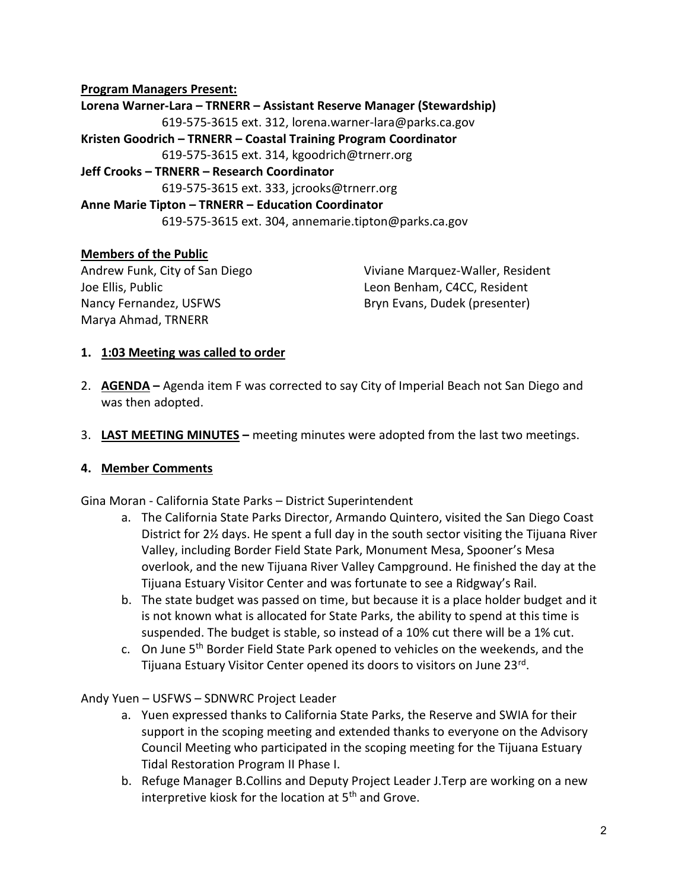**Program Managers Present:**

**Lorena Warner-Lara – TRNERR – Assistant Reserve Manager (Stewardship)**
619-575-3615 ext. 312, lorena.warner-lara@parks.ca.gov

**Kristen Goodrich – TRNERR – Coastal Training Program Coordinator**
619-575-3615 ext. 314, kgoodrich@trnerr.org

**Jeff Crooks – TRNERR – Research Coordinator**
619-575-3615 ext. 333, jcrooks@trnerr.org

**Anne Marie Tipton – TRNERR – Education Coordinator**
619-575-3615 ext. 304, annemarie.tipton@parks.ca.gov

**Members of the Public**

Andrew Funk, City of San Diego
Joe Ellis, Public
Nancy Fernandez, USFWS
Marya Ahmad, TRNERR
Viviane Marquez-Waller, Resident
Leon Benham, C4CC, Resident
Bryn Evans, Dudek (presenter)

1. **1:03 Meeting was called to order**

2. **AGENDA –** Agenda item F was corrected to say City of Imperial Beach not San Diego and was then adopted.

3. **LAST MEETING MINUTES –** meeting minutes were adopted from the last two meetings.

4. **Member Comments**

Gina Moran - California State Parks – District Superintendent

a. The California State Parks Director, Armando Quintero, visited the San Diego Coast District for 2½ days. He spent a full day in the south sector visiting the Tijuana River Valley, including Border Field State Park, Monument Mesa, Spooner's Mesa overlook, and the new Tijuana River Valley Campground. He finished the day at the Tijuana Estuary Visitor Center and was fortunate to see a Ridgway's Rail.
b. The state budget was passed on time, but because it is a place holder budget and it is not known what is allocated for State Parks, the ability to spend at this time is suspended. The budget is stable, so instead of a 10% cut there will be a 1% cut.
c. On June 5th Border Field State Park opened to vehicles on the weekends, and the Tijuana Estuary Visitor Center opened its doors to visitors on June 23rd.

Andy Yuen – USFWS – SDNWRC Project Leader

a. Yuen expressed thanks to California State Parks, the Reserve and SWIA for their support in the scoping meeting and extended thanks to everyone on the Advisory Council Meeting who participated in the scoping meeting for the Tijuana Estuary Tidal Restoration Program II Phase I.
b. Refuge Manager B.Collins and Deputy Project Leader J.Terp are working on a new interpretive kiosk for the location at 5th and Grove.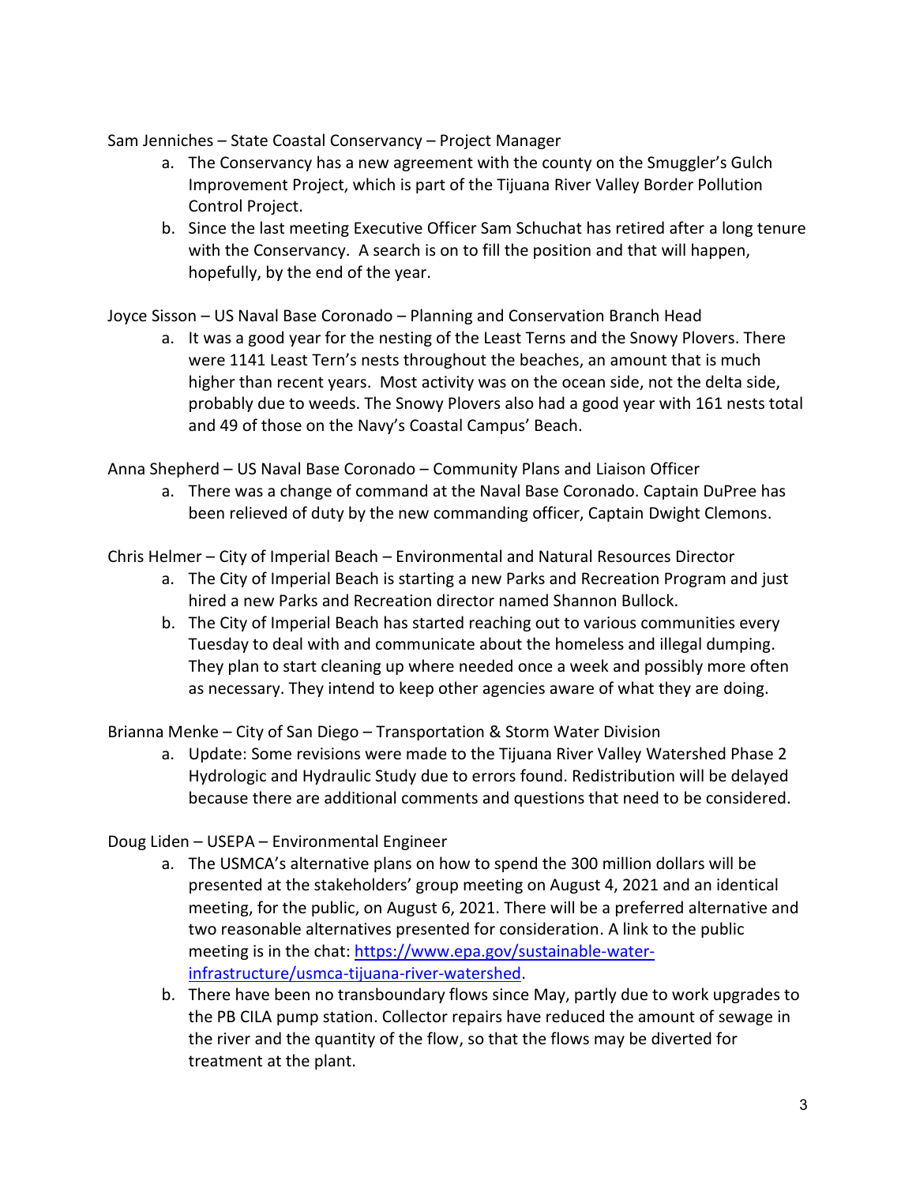Sam Jenniches – State Coastal Conservancy – Project Manager

a. The Conservancy has a new agreement with the county on the Smuggler's Gulch Improvement Project, which is part of the Tijuana River Valley Border Pollution Control Project.
b. Since the last meeting Executive Officer Sam Schuchat has retired after a long tenure with the Conservancy. A search is on to fill the position and that will happen, hopefully, by the end of the year.

Joyce Sisson – US Naval Base Coronado – Planning and Conservation Branch Head

a. It was a good year for the nesting of the Least Terns and the Snowy Plovers. There were 1141 Least Tern's nests throughout the beaches, an amount that is much higher than recent years. Most activity was on the ocean side, not the delta side, probably due to weeds. The Snowy Plovers also had a good year with 161 nests total and 49 of those on the Navy's Coastal Campus' Beach.

Anna Shepherd – US Naval Base Coronado – Community Plans and Liaison Officer

a. There was a change of command at the Naval Base Coronado. Captain DuPree has been relieved of duty by the new commanding officer, Captain Dwight Clemons.

Chris Helmer – City of Imperial Beach – Environmental and Natural Resources Director

a. The City of Imperial Beach is starting a new Parks and Recreation Program and just hired a new Parks and Recreation director named Shannon Bullock.
b. The City of Imperial Beach has started reaching out to various communities every Tuesday to deal with and communicate about the homeless and illegal dumping. They plan to start cleaning up where needed once a week and possibly more often as necessary. They intend to keep other agencies aware of what they are doing.

Brianna Menke – City of San Diego – Transportation & Storm Water Division

a. Update: Some revisions were made to the Tijuana River Valley Watershed Phase 2 Hydrologic and Hydraulic Study due to errors found. Redistribution will be delayed because there are additional comments and questions that need to be considered.

Doug Liden – USEPA – Environmental Engineer

a. The USMCA's alternative plans on how to spend the 300 million dollars will be presented at the stakeholders' group meeting on August 4, 2021 and an identical meeting, for the public, on August 6, 2021. There will be a preferred alternative and two reasonable alternatives presented for consideration. A link to the public meeting is in the chat: https://www.epa.gov/sustainable-water-infrastructure/usmca-tijuana-river-watershed.
b. There have been no transboundary flows since May, partly due to work upgrades to the PB CILA pump station. Collector repairs have reduced the amount of sewage in the river and the quantity of the flow, so that the flows may be diverted for treatment at the plant.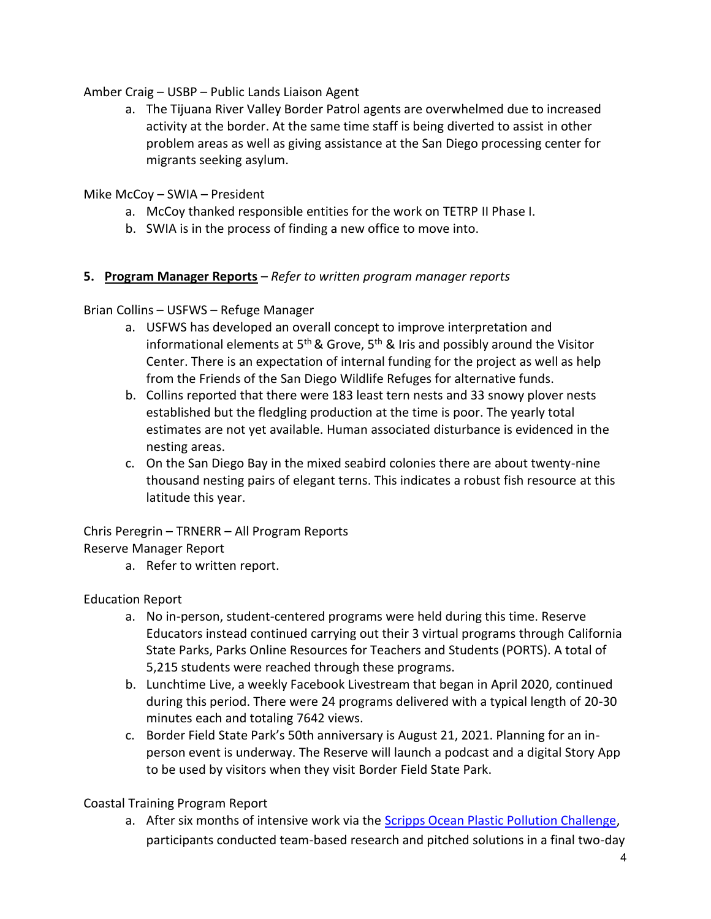Amber Craig – USBP – Public Lands Liaison Agent

a. The Tijuana River Valley Border Patrol agents are overwhelmed due to increased activity at the border. At the same time staff is being diverted to assist in other problem areas as well as giving assistance at the San Diego processing center for migrants seeking asylum.

Mike McCoy – SWIA – President

a. McCoy thanked responsible entities for the work on TETRP II Phase I.
b. SWIA is in the process of finding a new office to move into.

**5. <u>Program Manager Reports</u>** – *Refer to written program manager reports*

Brian Collins – USFWS – Refuge Manager

a. USFWS has developed an overall concept to improve interpretation and informational elements at 5th & Grove, 5th & Iris and possibly around the Visitor Center. There is an expectation of internal funding for the project as well as help from the Friends of the San Diego Wildlife Refuges for alternative funds.
b. Collins reported that there were 183 least tern nests and 33 snowy plover nests established but the fledgling production at the time is poor. The yearly total estimates are not yet available. Human associated disturbance is evidenced in the nesting areas.
c. On the San Diego Bay in the mixed seabird colonies there are about twenty-nine thousand nesting pairs of elegant terns. This indicates a robust fish resource at this latitude this year.

Chris Peregrin – TRNERR – All Program Reports
Reserve Manager Report

a. Refer to written report.

Education Report

a. No in-person, student-centered programs were held during this time. Reserve Educators instead continued carrying out their 3 virtual programs through California State Parks, Parks Online Resources for Teachers and Students (PORTS). A total of 5,215 students were reached through these programs.
b. Lunchtime Live, a weekly Facebook Livestream that began in April 2020, continued during this period. There were 24 programs delivered with a typical length of 20-30 minutes each and totaling 7642 views.
c. Border Field State Park's 50th anniversary is August 21, 2021. Planning for an in-person event is underway. The Reserve will launch a podcast and a digital Story App to be used by visitors when they visit Border Field State Park.

Coastal Training Program Report

a. After six months of intensive work via the <u>Scripps Ocean Plastic Pollution Challenge</u>, participants conducted team-based research and pitched solutions in a final two-day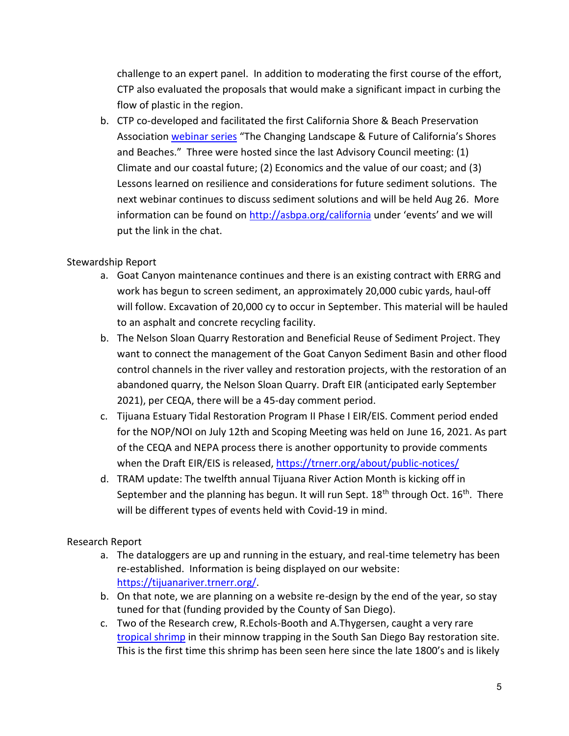challenge to an expert panel. In addition to moderating the first course of the effort, CTP also evaluated the proposals that would make a significant impact in curbing the flow of plastic in the region.

b. CTP co-developed and facilitated the first California Shore & Beach Preservation Association [webinar series](http://asbpa.org/california) "The Changing Landscape & Future of California's Shores and Beaches." Three were hosted since the last Advisory Council meeting: (1) Climate and our coastal future; (2) Economics and the value of our coast; and (3) Lessons learned on resilience and considerations for future sediment solutions. The next webinar continues to discuss sediment solutions and will be held Aug 26. More information can be found on [http://asbpa.org/california](http://asbpa.org/california) under 'events' and we will put the link in the chat.

Stewardship Report

a. Goat Canyon maintenance continues and there is an existing contract with ERRG and work has begun to screen sediment, an approximately 20,000 cubic yards, haul-off will follow. Excavation of 20,000 cy to occur in September. This material will be hauled to an asphalt and concrete recycling facility.
b. The Nelson Sloan Quarry Restoration and Beneficial Reuse of Sediment Project. They want to connect the management of the Goat Canyon Sediment Basin and other flood control channels in the river valley and restoration projects, with the restoration of an abandoned quarry, the Nelson Sloan Quarry. Draft EIR (anticipated early September 2021), per CEQA, there will be a 45-day comment period.
c. Tijuana Estuary Tidal Restoration Program II Phase I EIR/EIS. Comment period ended for the NOP/NOI on July 12th and Scoping Meeting was held on June 16, 2021. As part of the CEQA and NEPA process there is another opportunity to provide comments when the Draft EIR/EIS is released, [https://trnerr.org/about/public-notices/](https://trnerr.org/about/public-notices/)
d. TRAM update: The twelfth annual Tijuana River Action Month is kicking off in September and the planning has begun. It will run Sept. 18th through Oct. 16th. There will be different types of events held with Covid-19 in mind.

Research Report

a. The dataloggers are up and running in the estuary, and real-time telemetry has been re-established. Information is being displayed on our website: [https://tijuanariver.trnerr.org/](https://tijuanariver.trnerr.org/).
b. On that note, we are planning on a website re-design by the end of the year, so stay tuned for that (funding provided by the County of San Diego).
c. Two of the Research crew, R.Echols-Booth and A.Thygersen, caught a very rare tropical shrimp in their minnow trapping in the South San Diego Bay restoration site. This is the first time this shrimp has been seen here since the late 1800's and is likely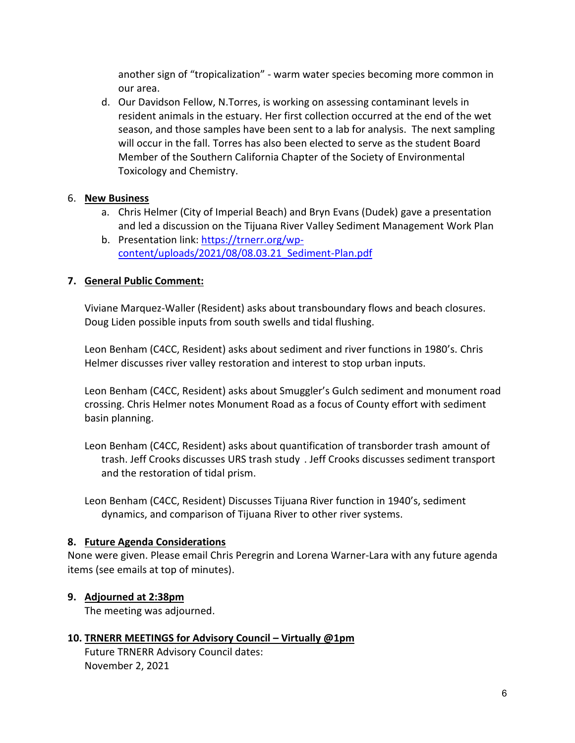another sign of "tropicalization" - warm water species becoming more common in our area.

d. Our Davidson Fellow, N.Torres, is working on assessing contaminant levels in resident animals in the estuary. Her first collection occurred at the end of the wet season, and those samples have been sent to a lab for analysis. The next sampling will occur in the fall. Torres has also been elected to serve as the student Board Member of the Southern California Chapter of the Society of Environmental Toxicology and Chemistry.

6. **New Business**
   a. Chris Helmer (City of Imperial Beach) and Bryn Evans (Dudek) gave a presentation and led a discussion on the Tijuana River Valley Sediment Management Work Plan
   b. Presentation link: [https://trnerr.org/wp-content/uploads/2021/08/08.03.21_Sediment-Plan.pdf](https://trnerr.org/wp-content/uploads/2021/08/08.03.21_Sediment-Plan.pdf)

7. **General Public Comment:**

Viviane Marquez-Waller (Resident) asks about transboundary flows and beach closures. Doug Liden possible inputs from south swells and tidal flushing.

Leon Benham (C4CC, Resident) asks about sediment and river functions in 1980's. Chris Helmer discusses river valley restoration and interest to stop urban inputs.

Leon Benham (C4CC, Resident) asks about Smuggler's Gulch sediment and monument road crossing. Chris Helmer notes Monument Road as a focus of County effort with sediment basin planning.

Leon Benham (C4CC, Resident) asks about quantification of transborder trash amount of trash. Jeff Crooks discusses URS trash study . Jeff Crooks discusses sediment transport and the restoration of tidal prism.

Leon Benham (C4CC, Resident) Discusses Tijuana River function in 1940's, sediment dynamics, and comparison of Tijuana River to other river systems.

8. **Future Agenda Considerations**

None were given. Please email Chris Peregrin and Lorena Warner-Lara with any future agenda items (see emails at top of minutes).

9. **Adjourned at 2:38pm**

The meeting was adjourned.

10. **TRNERR MEETINGS for Advisory Council – Virtually @1pm**

Future TRNERR Advisory Council dates:
November 2, 2021